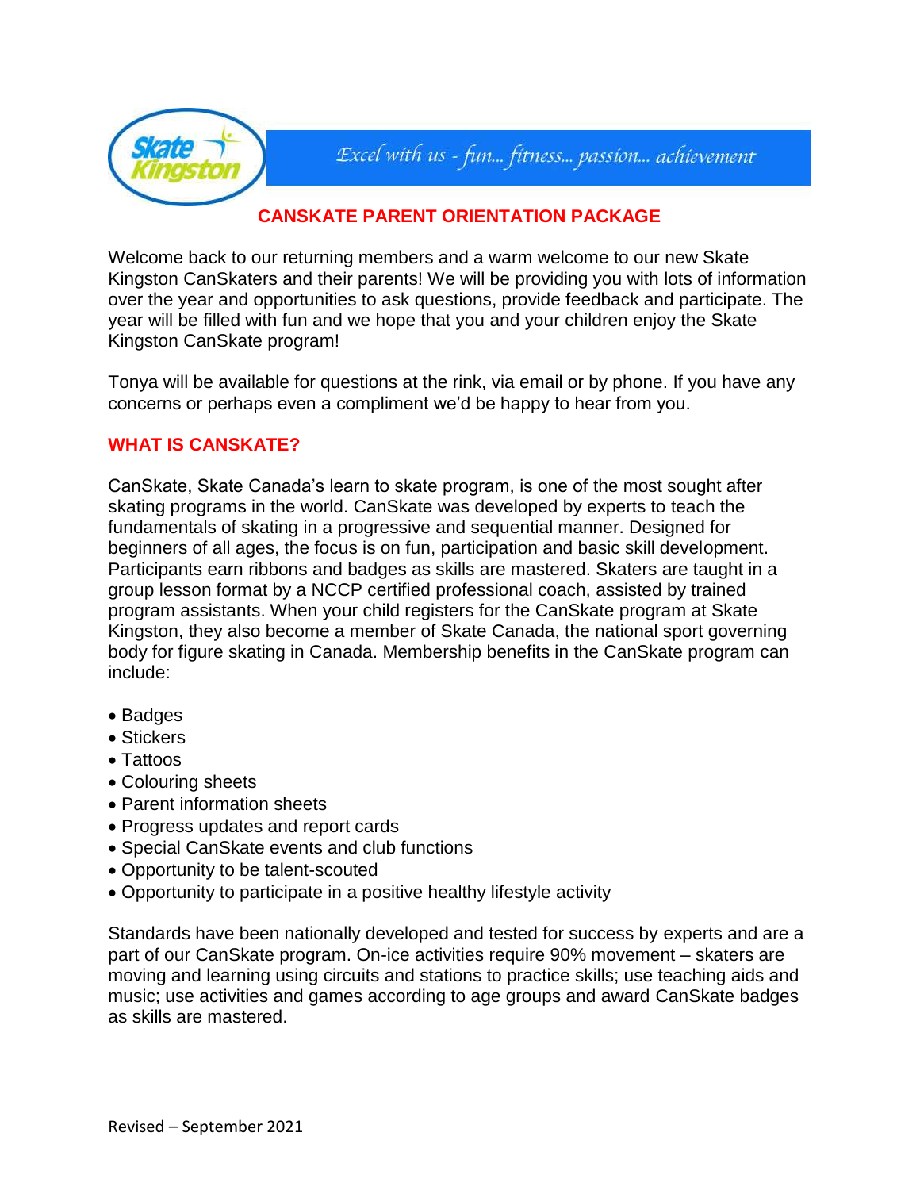Excel with us - fun... fitness... passion... achievement

# CANSKATE PARENT ORIENTATION PACKAGE

Welcome back to our returning members and a warm welcome to our new Skate Kingston CanSkaters and their parents! We will be providing you with lots of information over the year and opportunities to ask questions, provide feedback and participate. The year will be filled with fun and we hope that you and your children enjoy the Skate Kingston CanSkate program!

Tonya will be available for questions at the rink, via email or by phone. If you have any concerns or perhaps even a compliment we'd be happy to hear from you.

## WHAT IS CANSKATE?

CanSkate, Skate Canada's learn to skate program, is one of the most sought after skating programs in the world. CanSkate was developed by experts to teach the fundamentals of skating in a progressive and sequential manner. Designed for beginners of all ages, the focus is on fun, participation and basic skill development. Participants earn ribbons and badges as skills are mastered. Skaters are taught in a group lesson format by a NCCP certified professional coach, assisted by trained program assistants. When your child registers for the CanSkate program at Skate Kingston, they also become a member of Skate Canada, the national sport governing body for figure skating in Canada. Membership benefits in the CanSkate program can include:

- Badges
- Stickers
- Tattoos
- Colouring sheets
- Parent information sheets
- Progress updates and report cards
- Special CanSkate events and club functions
- Opportunity to be talent-scouted
- Opportunity to participate in a positive healthy lifestyle activity

Standards have been nationally developed and tested for success by experts and are a part of our CanSkate program. On-ice activities require 90% movement – skaters are moving and learning using circuits and stations to practice skills; use teaching aids and music; use activities and games according to age groups and award CanSkate badges as skills are mastered.

Revised – September 2021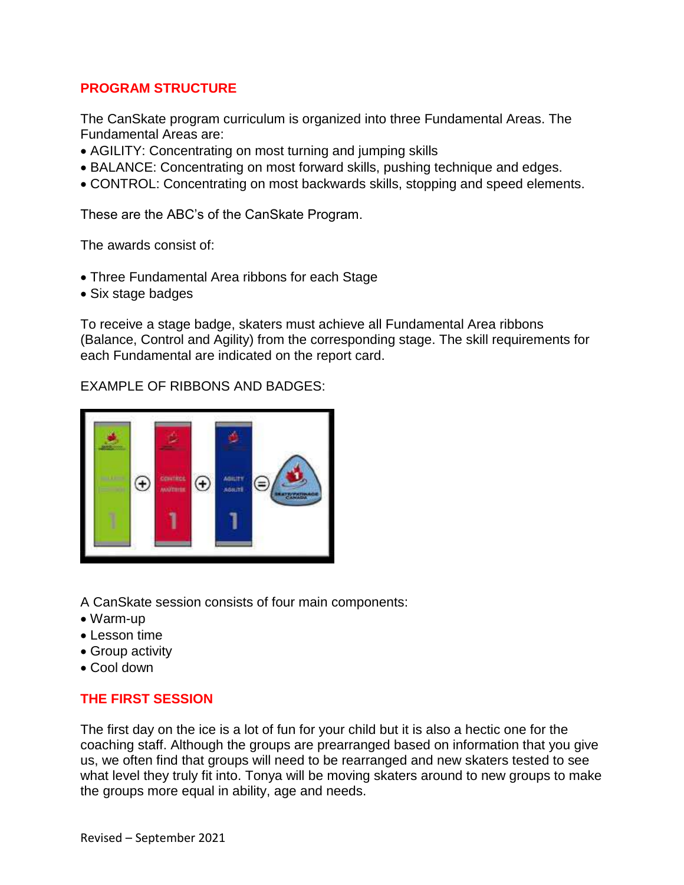## PROGRAM STRUCTURE

The CanSkate program curriculum is organized into three Fundamental Areas. The Fundamental Areas are:

- AGILITY: Concentrating on most turning and jumping skills
- BALANCE: Concentrating on most forward skills, pushing technique and edges.
- CONTROL: Concentrating on most backwards skills, stopping and speed elements.

These are the ABC's of the CanSkate Program.

The awards consist of:

- Three Fundamental Area ribbons for each Stage
- Six stage badges

To receive a stage badge, skaters must achieve all Fundamental Area ribbons (Balance, Control and Agility) from the corresponding stage. The skill requirements for each Fundamental are indicated on the report card.

EXAMPLE OF RIBBONS AND BADGES:

A CanSkate session consists of four main components:

- Warm-up
- Lesson time
- Group activity
- Cool down

## THE FIRST SESSION

The first day on the ice is a lot of fun for your child but it is also a hectic one for the coaching staff. Although the groups are prearranged based on information that you give us, we often find that groups will need to be rearranged and new skaters tested to see what level they truly fit into. Tonya will be moving skaters around to new groups to make the groups more equal in ability, age and needs.

Revised – September 2021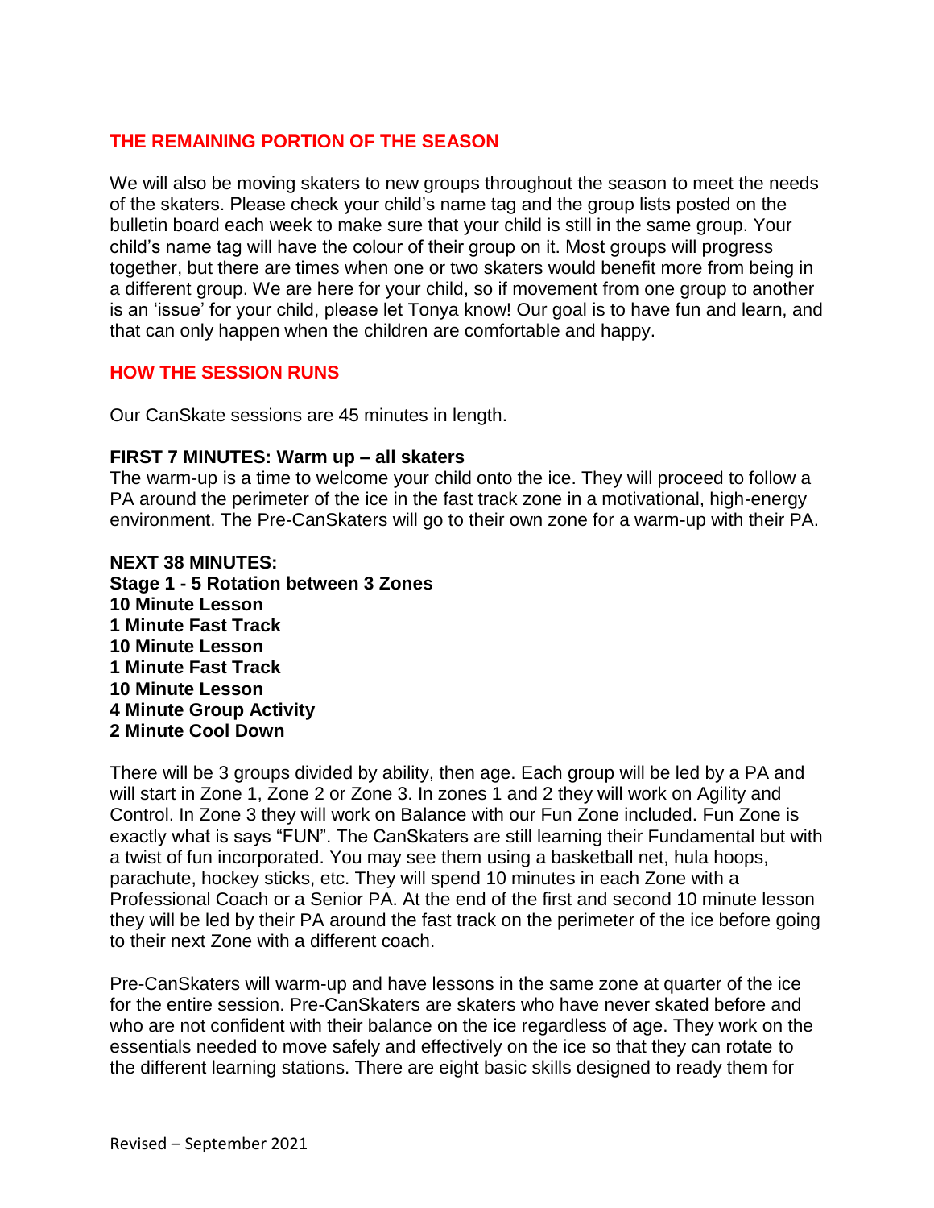## THE REMAINING PORTION OF THE SEASON

We will also be moving skaters to new groups throughout the season to meet the needs of the skaters. Please check your child's name tag and the group lists posted on the bulletin board each week to make sure that your child is still in the same group. Your child's name tag will have the colour of their group on it. Most groups will progress together, but there are times when one or two skaters would benefit more from being in a different group. We are here for your child, so if movement from one group to another is an 'issue' for your child, please let Tonya know! Our goal is to have fun and learn, and that can only happen when the children are comfortable and happy.

## HOW THE SESSION RUNS

Our CanSkate sessions are 45 minutes in length.

**FIRST 7 MINUTES: Warm up – all skaters**
The warm-up is a time to welcome your child onto the ice. They will proceed to follow a PA around the perimeter of the ice in the fast track zone in a motivational, high-energy environment. The Pre-CanSkaters will go to their own zone for a warm-up with their PA.

**NEXT 38 MINUTES:**
**Stage 1 - 5 Rotation between 3 Zones**
**10 Minute Lesson**
**1 Minute Fast Track**
**10 Minute Lesson**
**1 Minute Fast Track**
**10 Minute Lesson**
**4 Minute Group Activity**
**2 Minute Cool Down**

There will be 3 groups divided by ability, then age. Each group will be led by a PA and will start in Zone 1, Zone 2 or Zone 3. In zones 1 and 2 they will work on Agility and Control. In Zone 3 they will work on Balance with our Fun Zone included. Fun Zone is exactly what is says "FUN". The CanSkaters are still learning their Fundamental but with a twist of fun incorporated. You may see them using a basketball net, hula hoops, parachute, hockey sticks, etc. They will spend 10 minutes in each Zone with a Professional Coach or a Senior PA. At the end of the first and second 10 minute lesson they will be led by their PA around the fast track on the perimeter of the ice before going to their next Zone with a different coach.

Pre-CanSkaters will warm-up and have lessons in the same zone at quarter of the ice for the entire session. Pre-CanSkaters are skaters who have never skated before and who are not confident with their balance on the ice regardless of age. They work on the essentials needed to move safely and effectively on the ice so that they can rotate to the different learning stations. There are eight basic skills designed to ready them for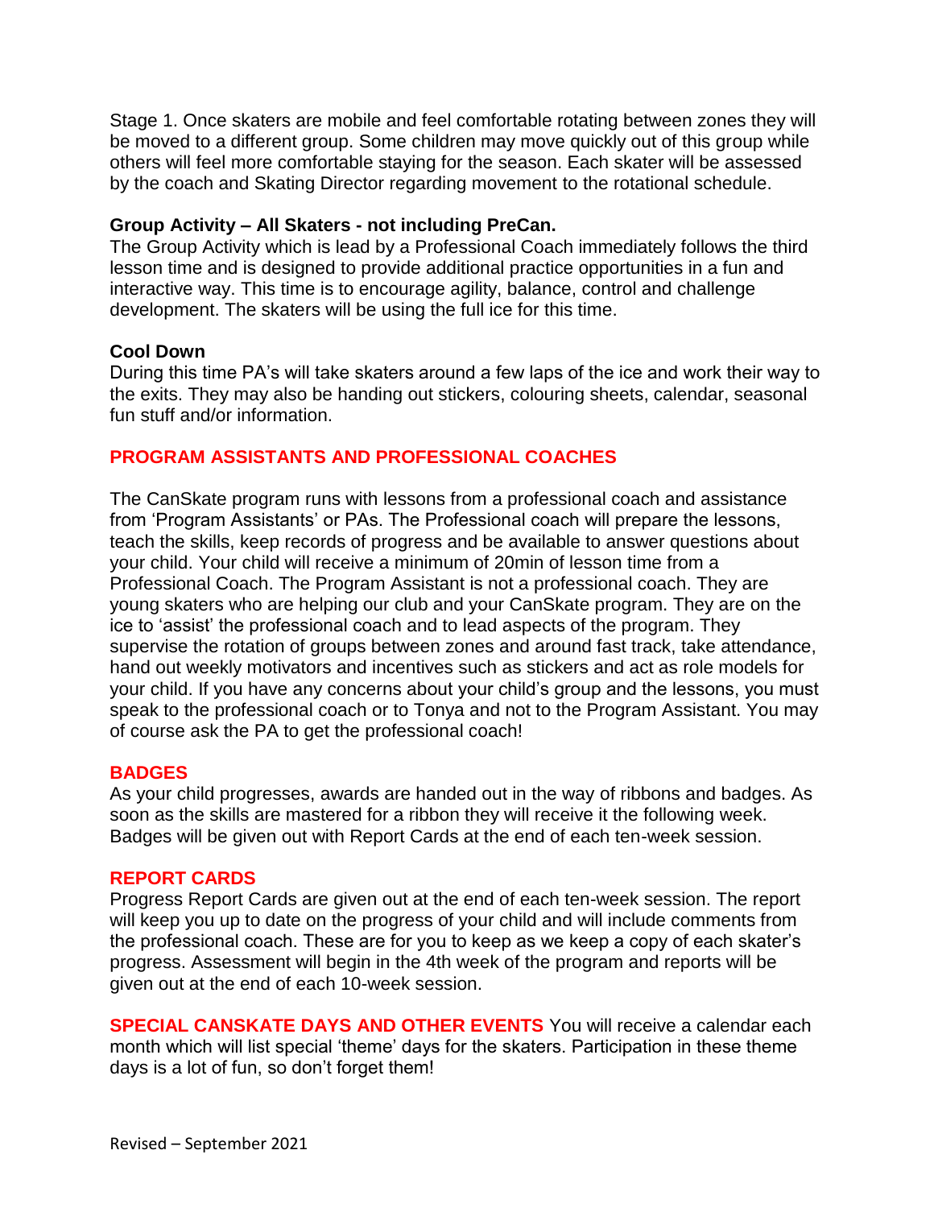Stage 1. Once skaters are mobile and feel comfortable rotating between zones they will be moved to a different group. Some children may move quickly out of this group while others will feel more comfortable staying for the season. Each skater will be assessed by the coach and Skating Director regarding movement to the rotational schedule.

**Group Activity – All Skaters - not including PreCan.**
The Group Activity which is lead by a Professional Coach immediately follows the third lesson time and is designed to provide additional practice opportunities in a fun and interactive way. This time is to encourage agility, balance, control and challenge development. The skaters will be using the full ice for this time.

**Cool Down**
During this time PA's will take skaters around a few laps of the ice and work their way to the exits. They may also be handing out stickers, colouring sheets, calendar, seasonal fun stuff and/or information.

## PROGRAM ASSISTANTS AND PROFESSIONAL COACHES

The CanSkate program runs with lessons from a professional coach and assistance from 'Program Assistants' or PAs. The Professional coach will prepare the lessons, teach the skills, keep records of progress and be available to answer questions about your child. Your child will receive a minimum of 20min of lesson time from a Professional Coach. The Program Assistant is not a professional coach. They are young skaters who are helping our club and your CanSkate program. They are on the ice to 'assist' the professional coach and to lead aspects of the program. They supervise the rotation of groups between zones and around fast track, take attendance, hand out weekly motivators and incentives such as stickers and act as role models for your child. If you have any concerns about your child's group and the lessons, you must speak to the professional coach or to Tonya and not to the Program Assistant. You may of course ask the PA to get the professional coach!

## BADGES

As your child progresses, awards are handed out in the way of ribbons and badges. As soon as the skills are mastered for a ribbon they will receive it the following week. Badges will be given out with Report Cards at the end of each ten-week session.

## REPORT CARDS

Progress Report Cards are given out at the end of each ten-week session. The report will keep you up to date on the progress of your child and will include comments from the professional coach. These are for you to keep as we keep a copy of each skater's progress. Assessment will begin in the 4th week of the program and reports will be given out at the end of each 10-week session.

**SPECIAL CANSKATE DAYS AND OTHER EVENTS** You will receive a calendar each month which will list special 'theme' days for the skaters. Participation in these theme days is a lot of fun, so don't forget them!

Revised – September 2021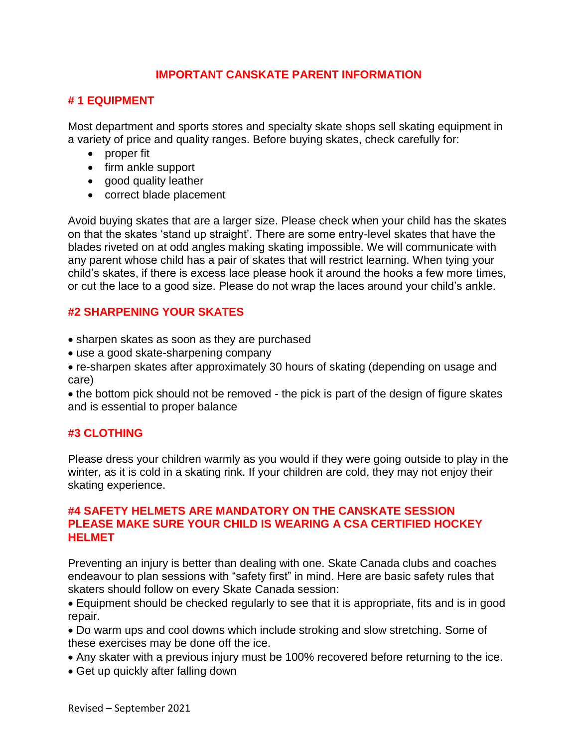# IMPORTANT CANSKATE PARENT INFORMATION

## # 1 EQUIPMENT

Most department and sports stores and specialty skate shops sell skating equipment in a variety of price and quality ranges. Before buying skates, check carefully for:

- proper fit
- firm ankle support
- good quality leather
- correct blade placement

Avoid buying skates that are a larger size. Please check when your child has the skates on that the skates 'stand up straight'. There are some entry-level skates that have the blades riveted on at odd angles making skating impossible. We will communicate with any parent whose child has a pair of skates that will restrict learning. When tying your child's skates, if there is excess lace please hook it around the hooks a few more times, or cut the lace to a good size. Please do not wrap the laces around your child's ankle.

## #2 SHARPENING YOUR SKATES

- sharpen skates as soon as they are purchased
- use a good skate-sharpening company
- re-sharpen skates after approximately 30 hours of skating (depending on usage and care)
- the bottom pick should not be removed - the pick is part of the design of figure skates and is essential to proper balance

## #3 CLOTHING

Please dress your children warmly as you would if they were going outside to play in the winter, as it is cold in a skating rink. If your children are cold, they may not enjoy their skating experience.

## #4 SAFETY HELMETS ARE MANDATORY ON THE CANSKATE SESSION PLEASE MAKE SURE YOUR CHILD IS WEARING A CSA CERTIFIED HOCKEY HELMET

Preventing an injury is better than dealing with one. Skate Canada clubs and coaches endeavour to plan sessions with "safety first" in mind. Here are basic safety rules that skaters should follow on every Skate Canada session:

- Equipment should be checked regularly to see that it is appropriate, fits and is in good repair.
- Do warm ups and cool downs which include stroking and slow stretching. Some of these exercises may be done off the ice.
- Any skater with a previous injury must be 100% recovered before returning to the ice.
- Get up quickly after falling down

Revised – September 2021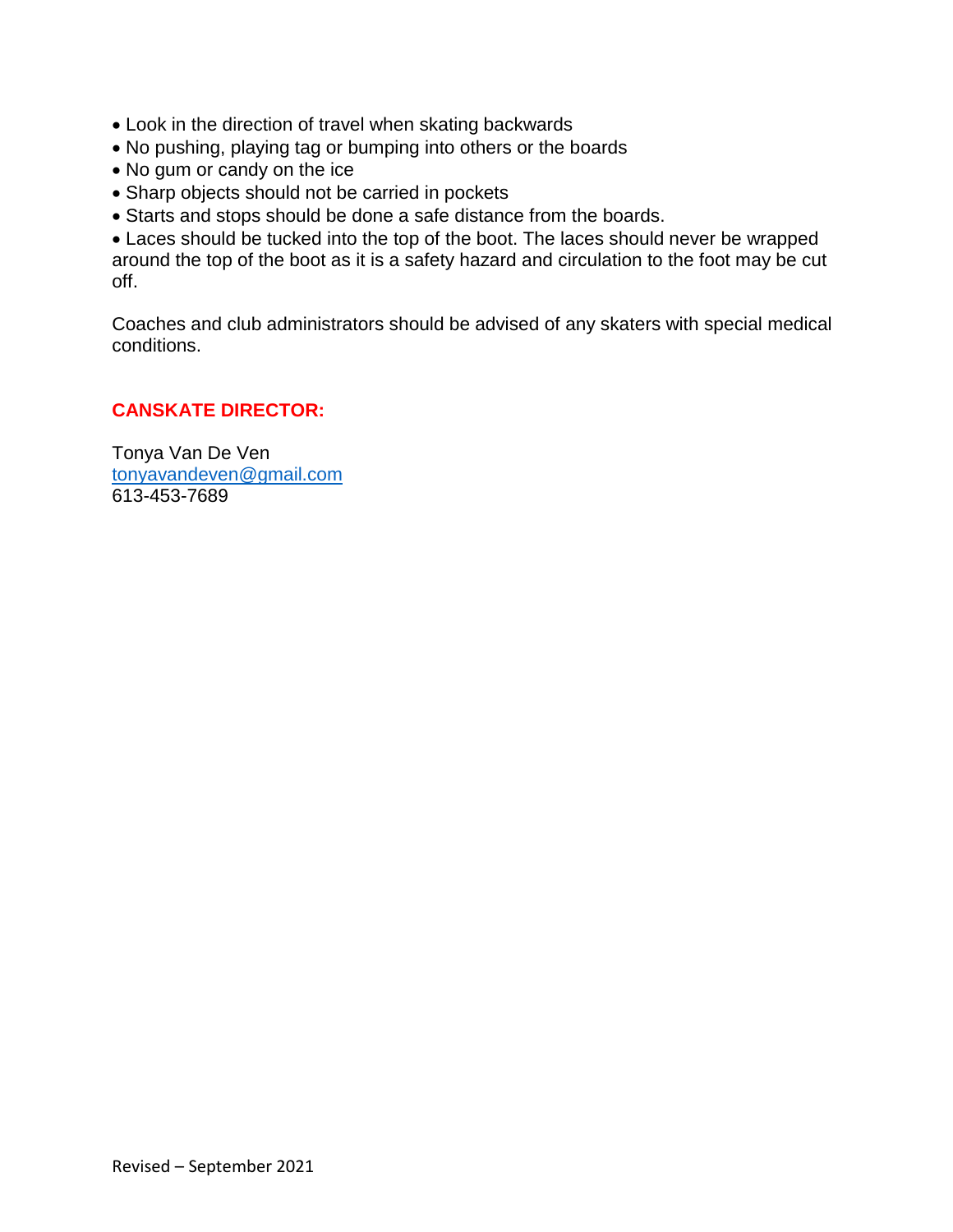- Look in the direction of travel when skating backwards
- No pushing, playing tag or bumping into others or the boards
- No gum or candy on the ice
- Sharp objects should not be carried in pockets
- Starts and stops should be done a safe distance from the boards.
- Laces should be tucked into the top of the boot. The laces should never be wrapped around the top of the boot as it is a safety hazard and circulation to the foot may be cut off.

Coaches and club administrators should be advised of any skaters with special medical conditions.

## CANSKATE DIRECTOR:

Tonya Van De Ven
tonyavandeven@gmail.com
613-453-7689

Revised – September 2021